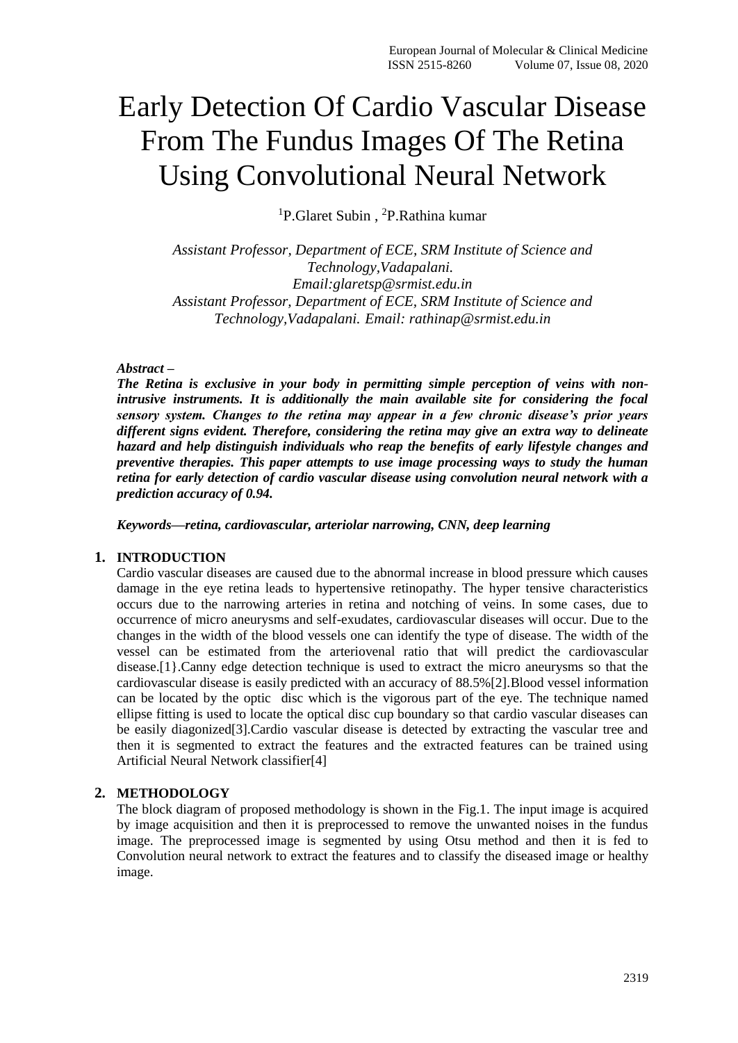# Early Detection Of Cardio Vascular Disease From The Fundus Images Of The Retina Using Convolutional Neural Network

[1]P.Glaret Subin , [2]P.Rathina kumar

*Assistant Professor, Department of ECE, SRM Institute of Science and Technology,Vadapalani.*
*Email:glaretsp@srmist.edu.in*
*Assistant Professor, Department of ECE, SRM Institute of Science and Technology,Vadapalani. Email: rathinap@srmist.edu.in*

***Abstract –***

***The Retina is exclusive in your body in permitting simple perception of veins with non-intrusive instruments. It is additionally the main available site for considering the focal sensory system. Changes to the retina may appear in a few chronic disease's prior years different signs evident. Therefore, considering the retina may give an extra way to delineate hazard and help distinguish individuals who reap the benefits of early lifestyle changes and preventive therapies. This paper attempts to use image processing ways to study the human retina for early detection of cardio vascular disease using convolution neural network with a prediction accuracy of 0.94.***

***Keywords—retina, cardiovascular, arteriolar narrowing, CNN, deep learning***

## 1. INTRODUCTION

Cardio vascular diseases are caused due to the abnormal increase in blood pressure which causes damage in the eye retina leads to hypertensive retinopathy. The hyper tensive characteristics occurs due to the narrowing arteries in retina and notching of veins. In some cases, due to occurrence of micro aneurysms and self-exudates, cardiovascular diseases will occur. Due to the changes in the width of the blood vessels one can identify the type of disease. The width of the vessel can be estimated from the arteriovenal ratio that will predict the cardiovascular disease.[1}.Canny edge detection technique is used to extract the micro aneurysms so that the cardiovascular disease is easily predicted with an accuracy of 88.5%[2].Blood vessel information can be located by the optic disc which is the vigorous part of the eye. The technique named ellipse fitting is used to locate the optical disc cup boundary so that cardio vascular diseases can be easily diagonized[3].Cardio vascular disease is detected by extracting the vascular tree and then it is segmented to extract the features and the extracted features can be trained using Artificial Neural Network classifier[4]

## 2. METHODOLOGY

The block diagram of proposed methodology is shown in the Fig.1. The input image is acquired by image acquisition and then it is preprocessed to remove the unwanted noises in the fundus image. The preprocessed image is segmented by using Otsu method and then it is fed to Convolution neural network to extract the features and to classify the diseased image or healthy image.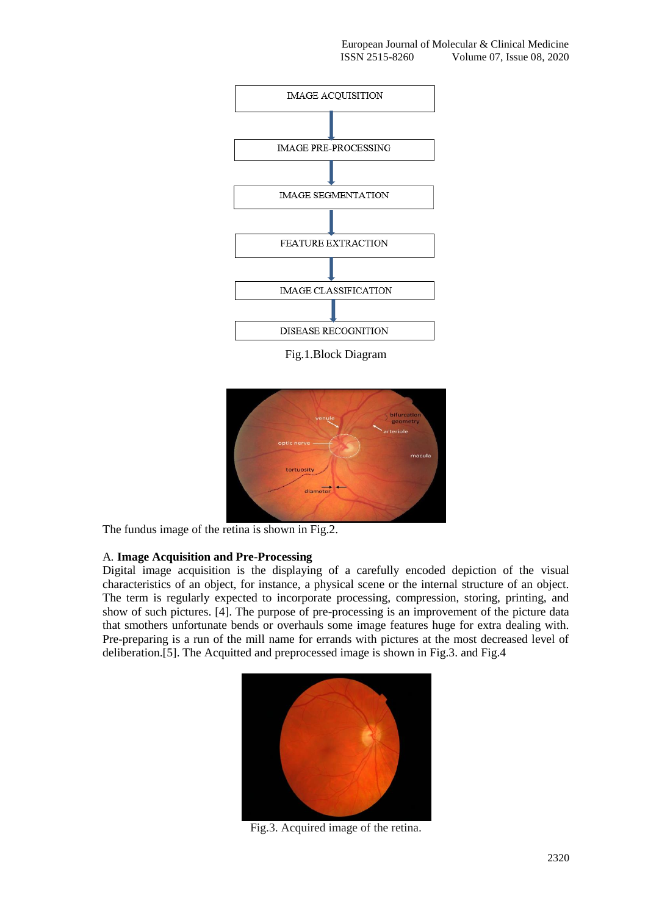IMAGE ACQUISITION

IMAGE PRE-PROCESSING

IMAGE SEGMENTATION

FEATURE EXTRACTION

IMAGE CLASSIFICATION

DISEASE RECOGNITION

Fig.1.Block Diagram

The fundus image of the retina is shown in Fig.2.

A. **Image Acquisition and Pre-Processing**

Digital image acquisition is the displaying of a carefully encoded depiction of the visual characteristics of an object, for instance, a physical scene or the internal structure of an object. The term is regularly expected to incorporate processing, compression, storing, printing, and show of such pictures. [4]. The purpose of pre-processing is an improvement of the picture data that smothers unfortunate bends or overhauls some image features huge for extra dealing with. Pre-preparing is a run of the mill name for errands with pictures at the most decreased level of deliberation.[5]. The Acquitted and preprocessed image is shown in Fig.3. and Fig.4

Fig.3. Acquired image of the retina.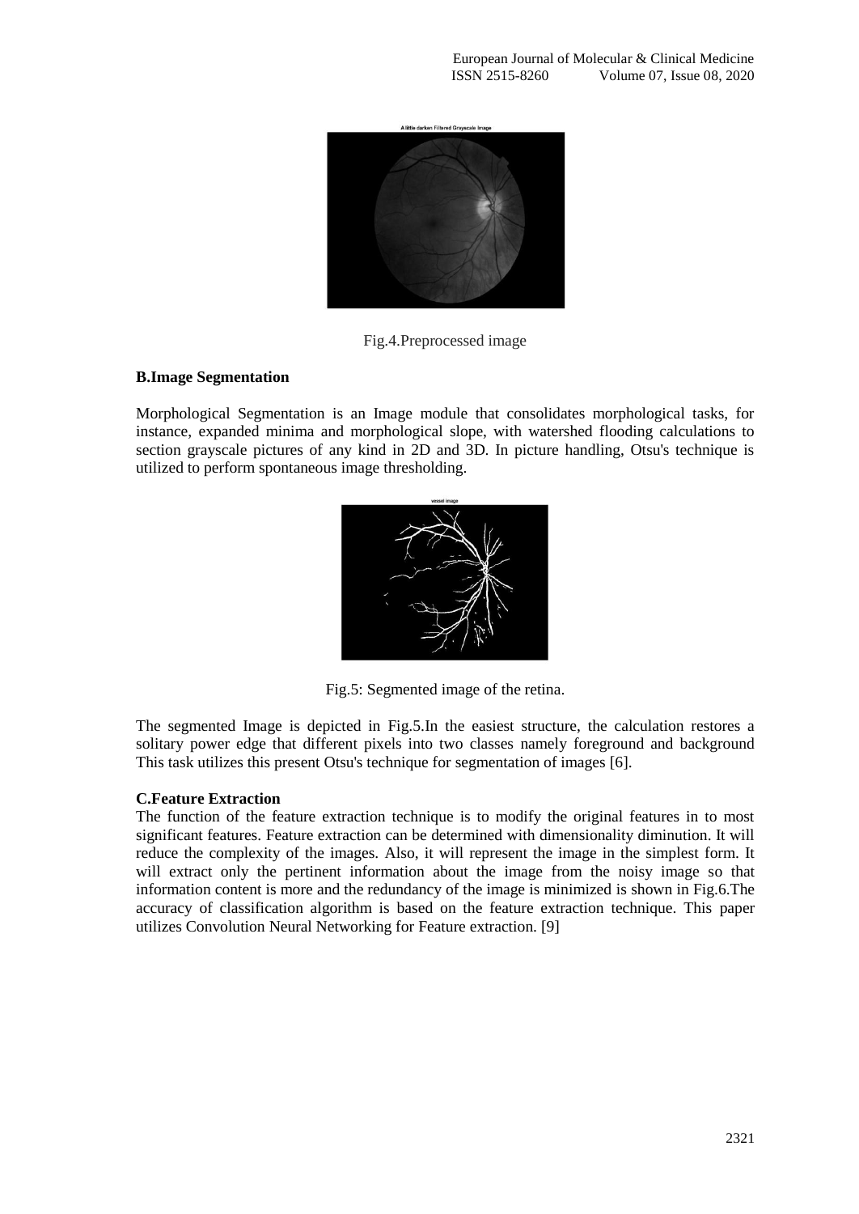Fig.4.Preprocessed image

## B.Image Segmentation

Morphological Segmentation is an Image module that consolidates morphological tasks, for instance, expanded minima and morphological slope, with watershed flooding calculations to section grayscale pictures of any kind in 2D and 3D. In picture handling, Otsu's technique is utilized to perform spontaneous image thresholding.

Fig.5: Segmented image of the retina.

The segmented Image is depicted in Fig.5.In the easiest structure, the calculation restores a solitary power edge that different pixels into two classes namely foreground and background This task utilizes this present Otsu's technique for segmentation of images [6].

## C.Feature Extraction

The function of the feature extraction technique is to modify the original features in to most significant features. Feature extraction can be determined with dimensionality diminution. It will reduce the complexity of the images. Also, it will represent the image in the simplest form. It will extract only the pertinent information about the image from the noisy image so that information content is more and the redundancy of the image is minimized is shown in Fig.6.The accuracy of classification algorithm is based on the feature extraction technique. This paper utilizes Convolution Neural Networking for Feature extraction. [9]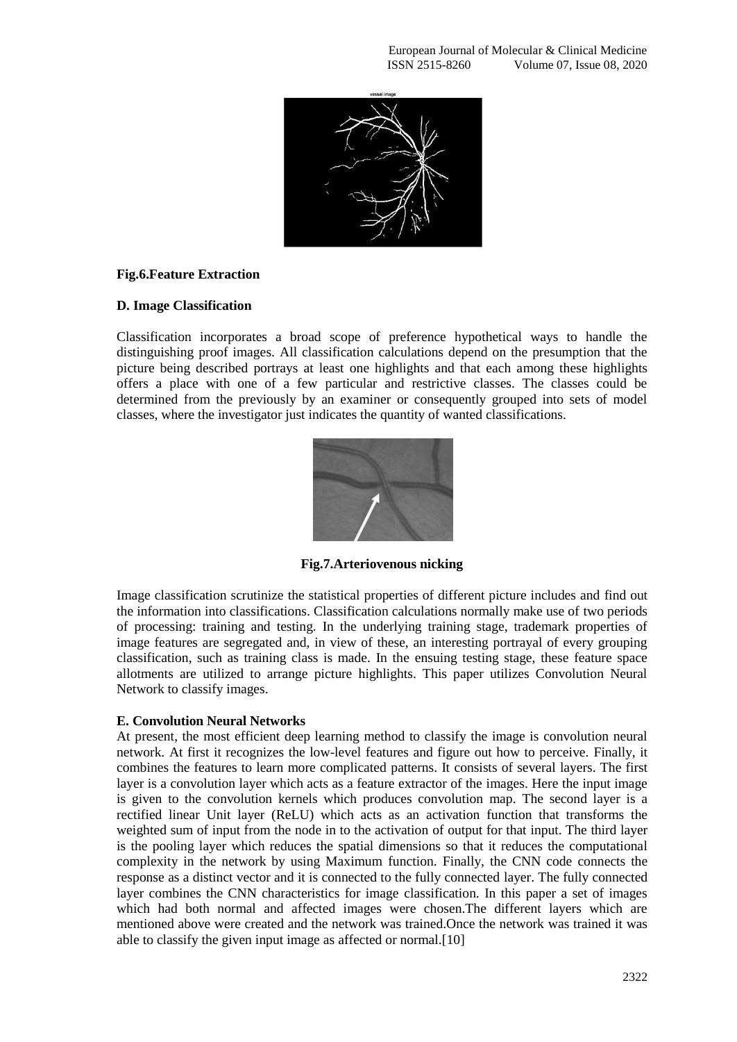**Fig.6.Feature Extraction**

**D. Image Classification**

Classification incorporates a broad scope of preference hypothetical ways to handle the distinguishing proof images. All classification calculations depend on the presumption that the picture being described portrays at least one highlights and that each among these highlights offers a place with one of a few particular and restrictive classes. The classes could be determined from the previously by an examiner or consequently grouped into sets of model classes, where the investigator just indicates the quantity of wanted classifications.

**Fig.7.Arteriovenous nicking**

Image classification scrutinize the statistical properties of different picture includes and find out the information into classifications. Classification calculations normally make use of two periods of processing: training and testing. In the underlying training stage, trademark properties of image features are segregated and, in view of these, an interesting portrayal of every grouping classification, such as training class is made. In the ensuing testing stage, these feature space allotments are utilized to arrange picture highlights. This paper utilizes Convolution Neural Network to classify images.

**E. Convolution Neural Networks**

At present, the most efficient deep learning method to classify the image is convolution neural network. At first it recognizes the low-level features and figure out how to perceive. Finally, it combines the features to learn more complicated patterns. It consists of several layers. The first layer is a convolution layer which acts as a feature extractor of the images. Here the input image is given to the convolution kernels which produces convolution map. The second layer is a rectified linear Unit layer (ReLU) which acts as an activation function that transforms the weighted sum of input from the node in to the activation of output for that input. The third layer is the pooling layer which reduces the spatial dimensions so that it reduces the computational complexity in the network by using Maximum function. Finally, the CNN code connects the response as a distinct vector and it is connected to the fully connected layer. The fully connected layer combines the CNN characteristics for image classification. In this paper a set of images which had both normal and affected images were chosen.The different layers which are mentioned above were created and the network was trained.Once the network was trained it was able to classify the given input image as affected or normal.[10]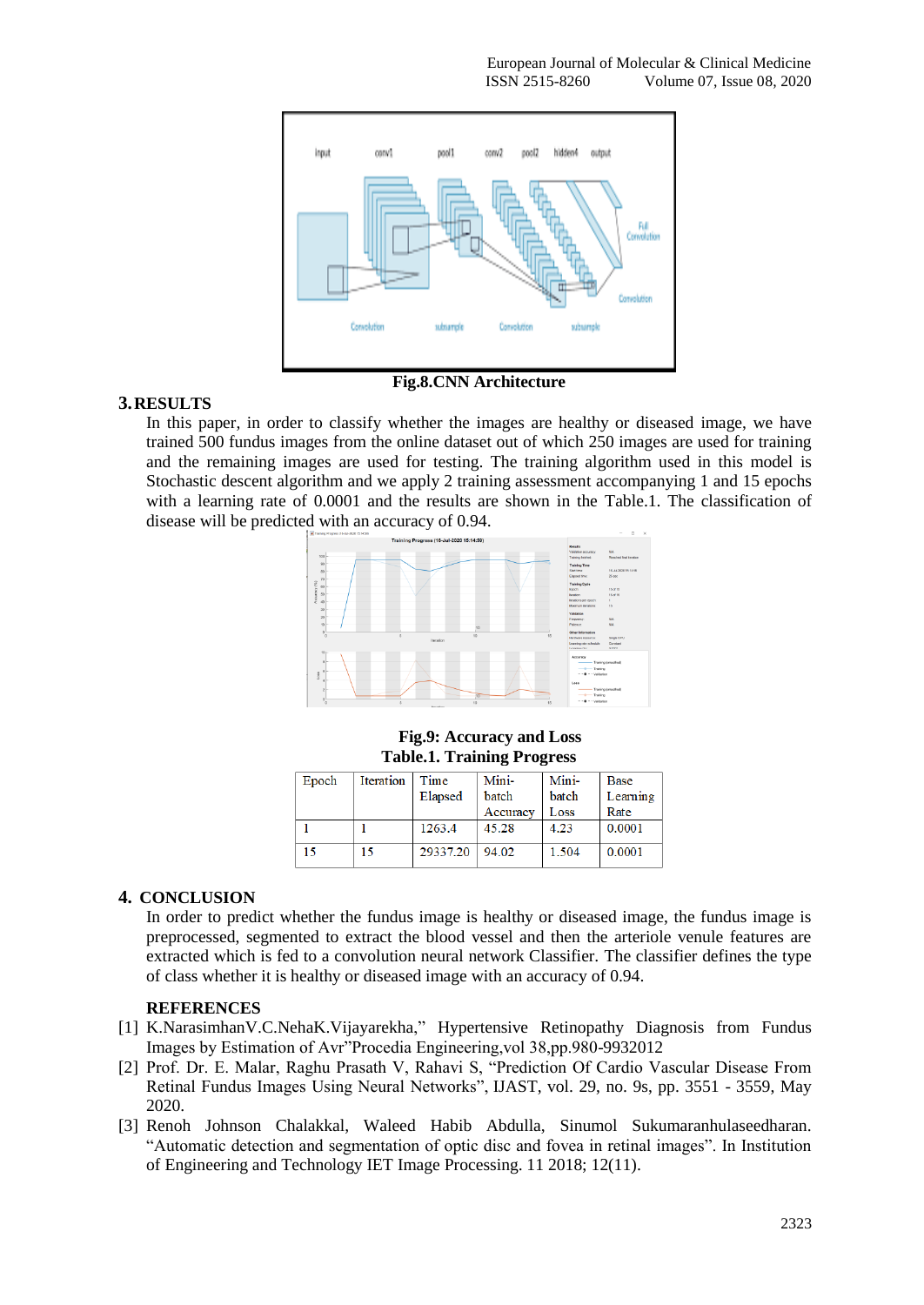Fig.8.CNN Architecture

## 3. RESULTS

In this paper, in order to classify whether the images are healthy or diseased image, we have trained 500 fundus images from the online dataset out of which 250 images are used for training and the remaining images are used for testing. The training algorithm used in this model is Stochastic descent algorithm and we apply 2 training assessment accompanying 1 and 15 epochs with a learning rate of 0.0001 and the results are shown in the Table.1. The classification of disease will be predicted with an accuracy of 0.94.

**Fig.9: Accuracy and Loss**

**Table.1. Training Progress**

| Epoch | Iteration | Time Elapsed | Mini-batch Accuracy | Mini-batch Loss | Base Learning Rate |
|---|---|---|---|---|---|
| 1 | 1 | 1263.4 | 45.28 | 4.23 | 0.0001 |
| 15 | 15 | 29337.20 | 94.02 | 1.504 | 0.0001 |

## 4. CONCLUSION

In order to predict whether the fundus image is healthy or diseased image, the fundus image is preprocessed, segmented to extract the blood vessel and then the arteriole venule features are extracted which is fed to a convolution neural network Classifier. The classifier defines the type of class whether it is healthy or diseased image with an accuracy of 0.94.

**REFERENCES**

[1] K.NarasimhanV.C.NehaK.Vijayarekha," Hypertensive Retinopathy Diagnosis from Fundus Images by Estimation of Avr"Procedia Engineering,vol 38,pp.980-9932012

[2] Prof. Dr. E. Malar, Raghu Prasath V, Rahavi S, "Prediction Of Cardio Vascular Disease From Retinal Fundus Images Using Neural Networks", IJAST, vol. 29, no. 9s, pp. 3551 - 3559, May 2020.

[3] Renoh Johnson Chalakkal, Waleed Habib Abdulla, Sinumol Sukumaranhulaseedharan. "Automatic detection and segmentation of optic disc and fovea in retinal images". In Institution of Engineering and Technology IET Image Processing. 11 2018; 12(11).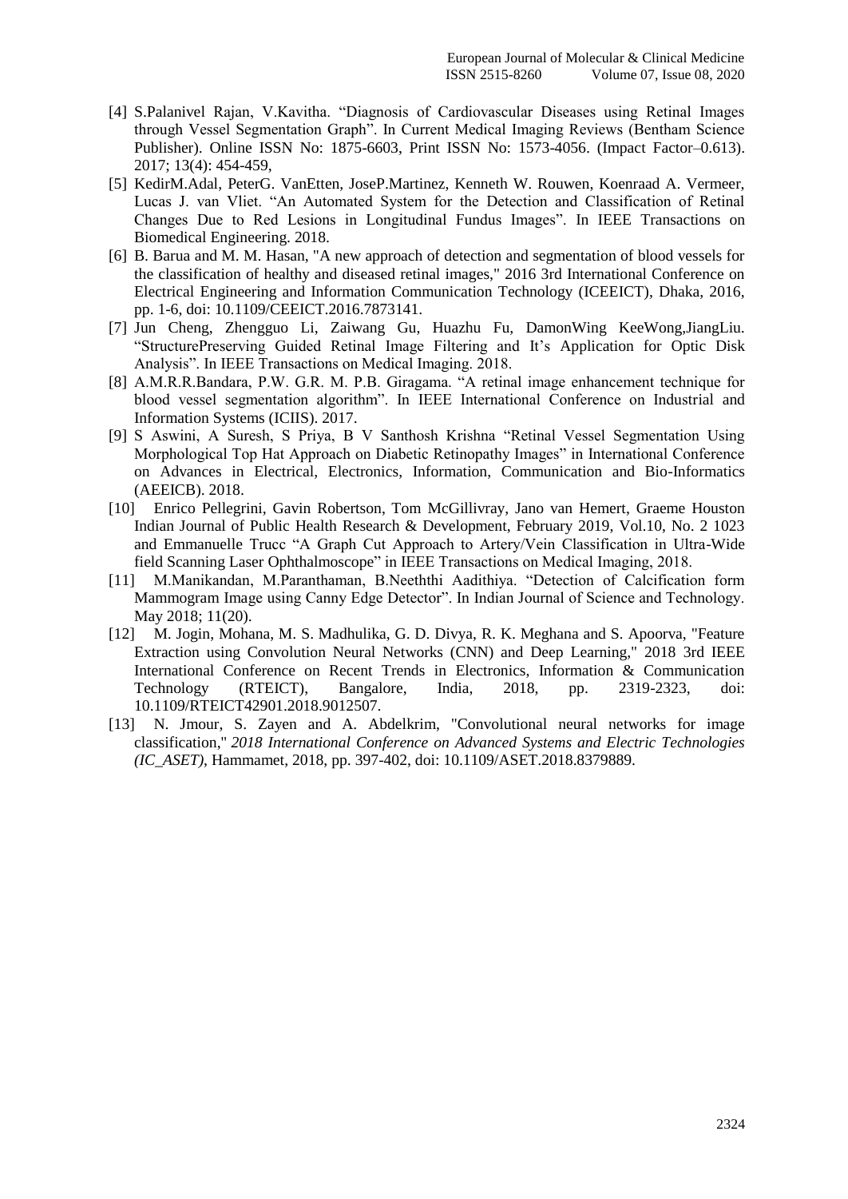[4] S.Palanivel Rajan, V.Kavitha. "Diagnosis of Cardiovascular Diseases using Retinal Images through Vessel Segmentation Graph". In Current Medical Imaging Reviews (Bentham Science Publisher). Online ISSN No: 1875-6603, Print ISSN No: 1573-4056. (Impact Factor–0.613). 2017; 13(4): 454-459,

[5] KedirM.Adal, PeterG. VanEtten, JoseP.Martinez, Kenneth W. Rouwen, Koenraad A. Vermeer, Lucas J. van Vliet. "An Automated System for the Detection and Classification of Retinal Changes Due to Red Lesions in Longitudinal Fundus Images". In IEEE Transactions on Biomedical Engineering. 2018.

[6] B. Barua and M. M. Hasan, "A new approach of detection and segmentation of blood vessels for the classification of healthy and diseased retinal images," 2016 3rd International Conference on Electrical Engineering and Information Communication Technology (ICEEICT), Dhaka, 2016, pp. 1-6, doi: 10.1109/CEEICT.2016.7873141.

[7] Jun Cheng, Zhengguo Li, Zaiwang Gu, Huazhu Fu, DamonWing KeeWong,JiangLiu. "StructurePreserving Guided Retinal Image Filtering and It's Application for Optic Disk Analysis". In IEEE Transactions on Medical Imaging. 2018.

[8] A.M.R.R.Bandara, P.W. G.R. M. P.B. Giragama. "A retinal image enhancement technique for blood vessel segmentation algorithm". In IEEE International Conference on Industrial and Information Systems (ICIIS). 2017.

[9] S Aswini, A Suresh, S Priya, B V Santhosh Krishna "Retinal Vessel Segmentation Using Morphological Top Hat Approach on Diabetic Retinopathy Images" in International Conference on Advances in Electrical, Electronics, Information, Communication and Bio-Informatics (AEEICB). 2018.

[10] Enrico Pellegrini, Gavin Robertson, Tom McGillivray, Jano van Hemert, Graeme Houston Indian Journal of Public Health Research & Development, February 2019, Vol.10, No. 2 1023 and Emmanuelle Trucc "A Graph Cut Approach to Artery/Vein Classification in Ultra-Wide field Scanning Laser Ophthalmoscope" in IEEE Transactions on Medical Imaging, 2018.

[11] M.Manikandan, M.Paranthaman, B.Neeththi Aadithiya. "Detection of Calcification form Mammogram Image using Canny Edge Detector". In Indian Journal of Science and Technology. May 2018; 11(20).

[12] M. Jogin, Mohana, M. S. Madhulika, G. D. Divya, R. K. Meghana and S. Apoorva, "Feature Extraction using Convolution Neural Networks (CNN) and Deep Learning," 2018 3rd IEEE International Conference on Recent Trends in Electronics, Information & Communication Technology (RTEICT), Bangalore, India, 2018, pp. 2319-2323, doi: 10.1109/RTEICT42901.2018.9012507.

[13] N. Jmour, S. Zayen and A. Abdelkrim, "Convolutional neural networks for image classification," *2018 International Conference on Advanced Systems and Electric Technologies (IC_ASET)*, Hammamet, 2018, pp. 397-402, doi: 10.1109/ASET.2018.8379889.